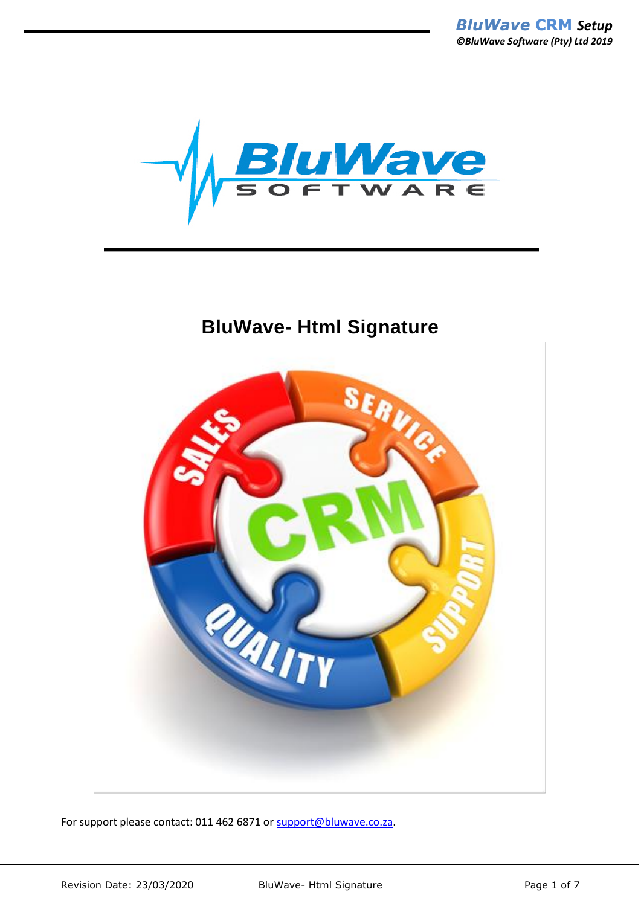# BluWave- Html Signature

For support please contact: 011 462 6871 or support@bluwave.co.za.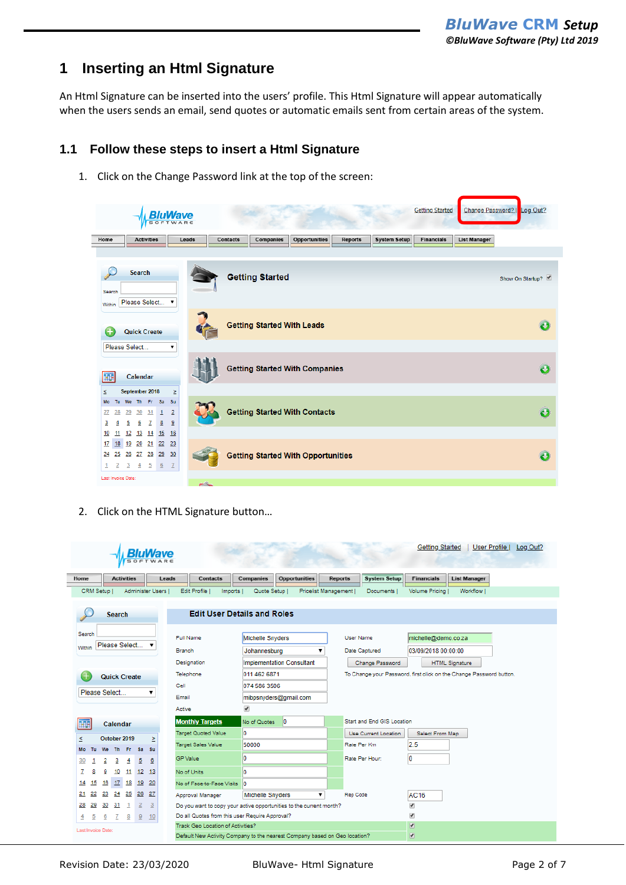# 1 Inserting an Html Signature

An Html Signature can be inserted into the users' profile. This Html Signature will appear automatically when the users sends an email, send quotes or automatic emails sent from certain areas of the system.

## 1.1 Follow these steps to insert a Html Signature

1. Click on the Change Password link at the top of the screen:

2. Click on the HTML Signature button…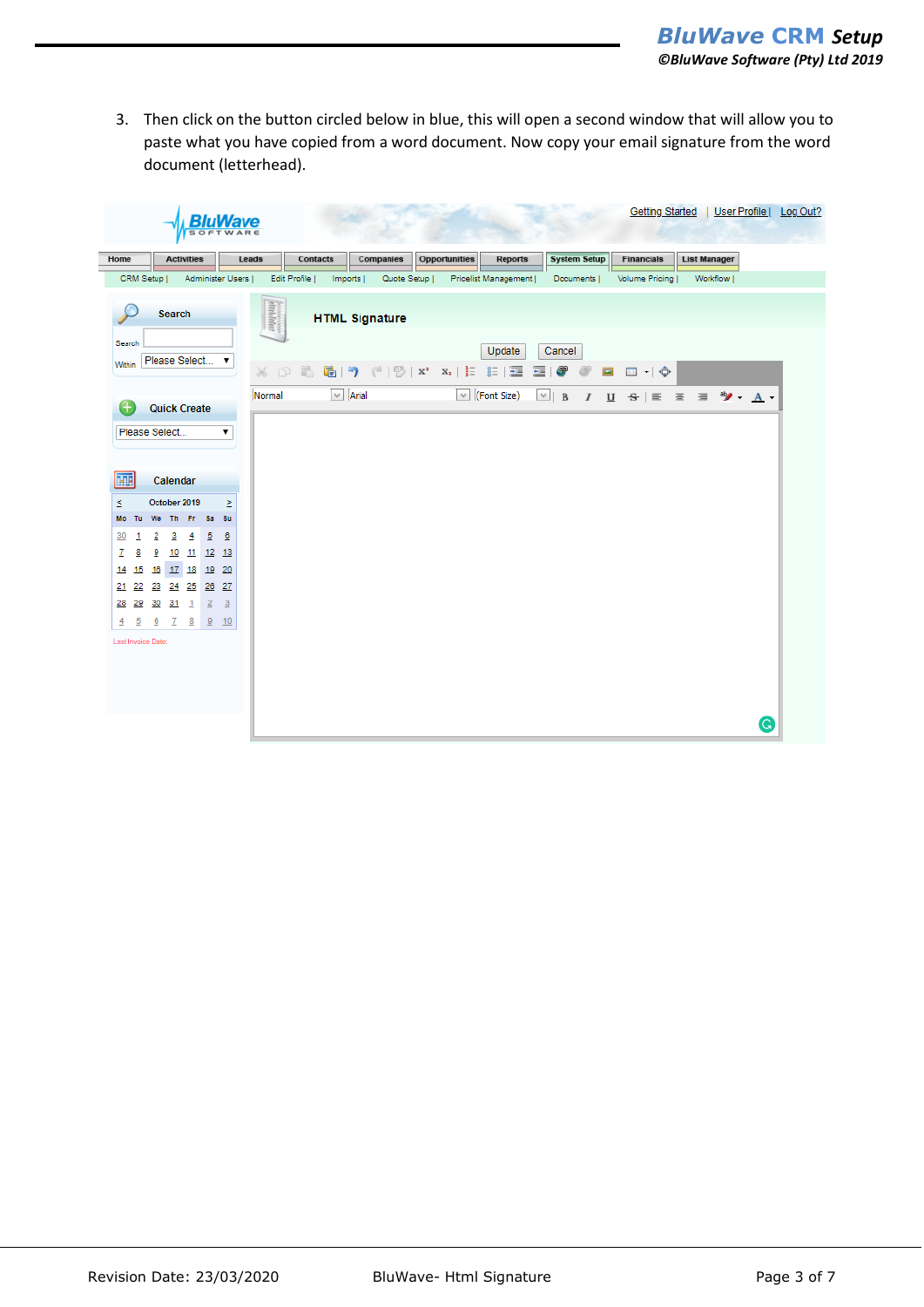3. Then click on the button circled below in blue, this will open a second window that will allow you to paste what you have copied from a word document. Now copy your email signature from the word document (letterhead).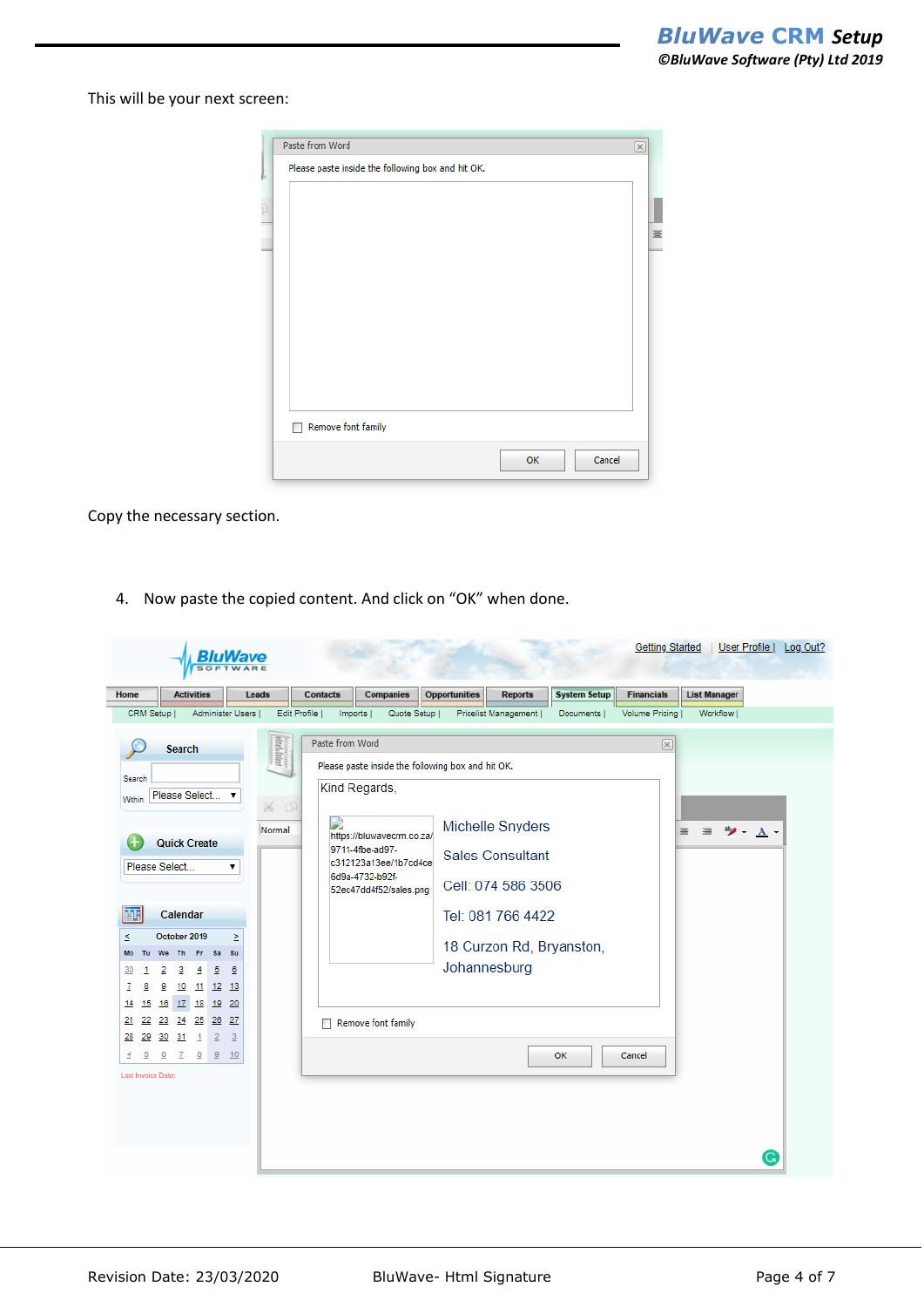This will be your next screen:

Copy the necessary section.

4. Now paste the copied content. And click on “OK” when done.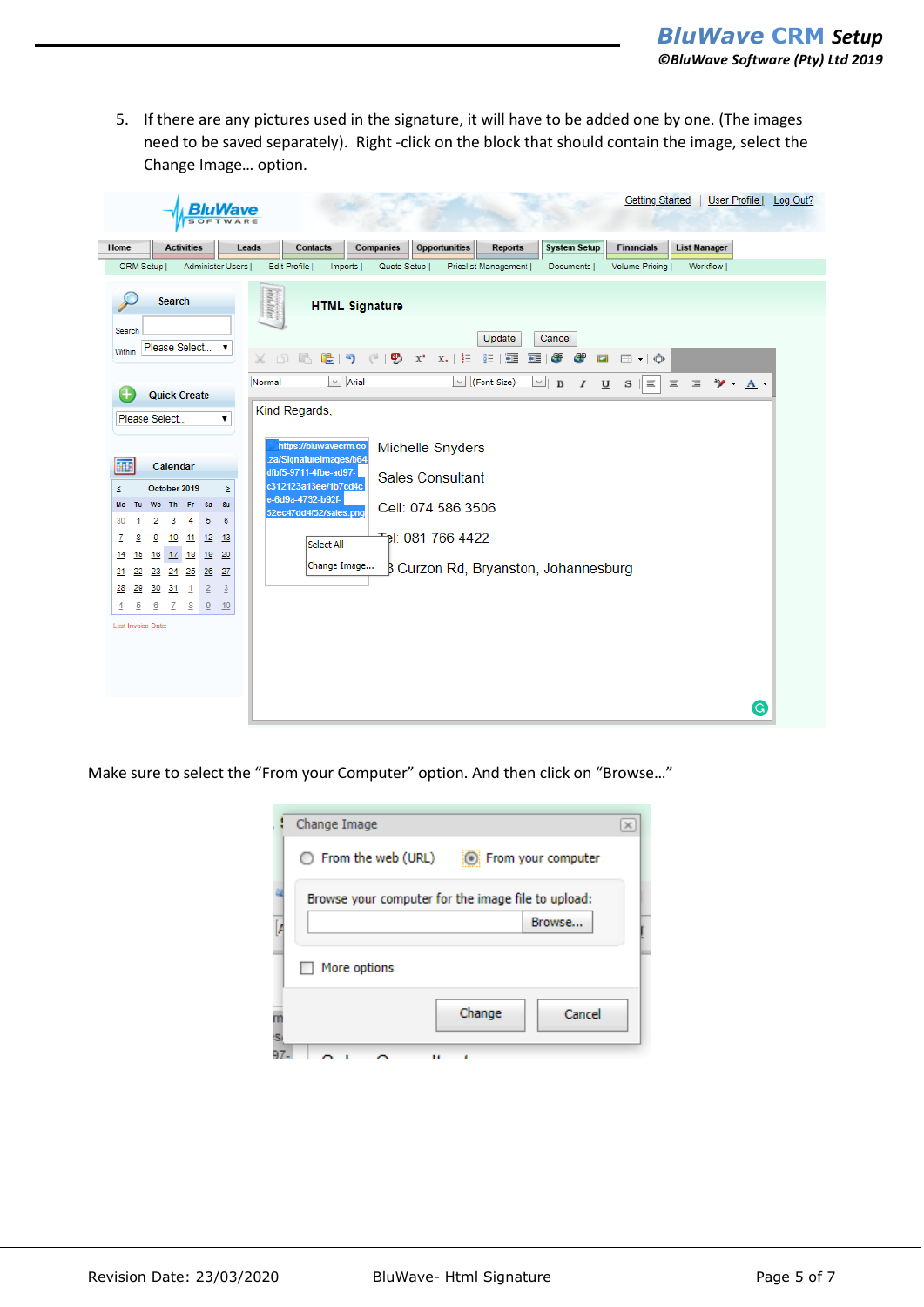5. If there are any pictures used in the signature, it will have to be added one by one. (The images need to be saved separately). Right -click on the block that should contain the image, select the Change Image… option.

Make sure to select the “From your Computer” option. And then click on “Browse…”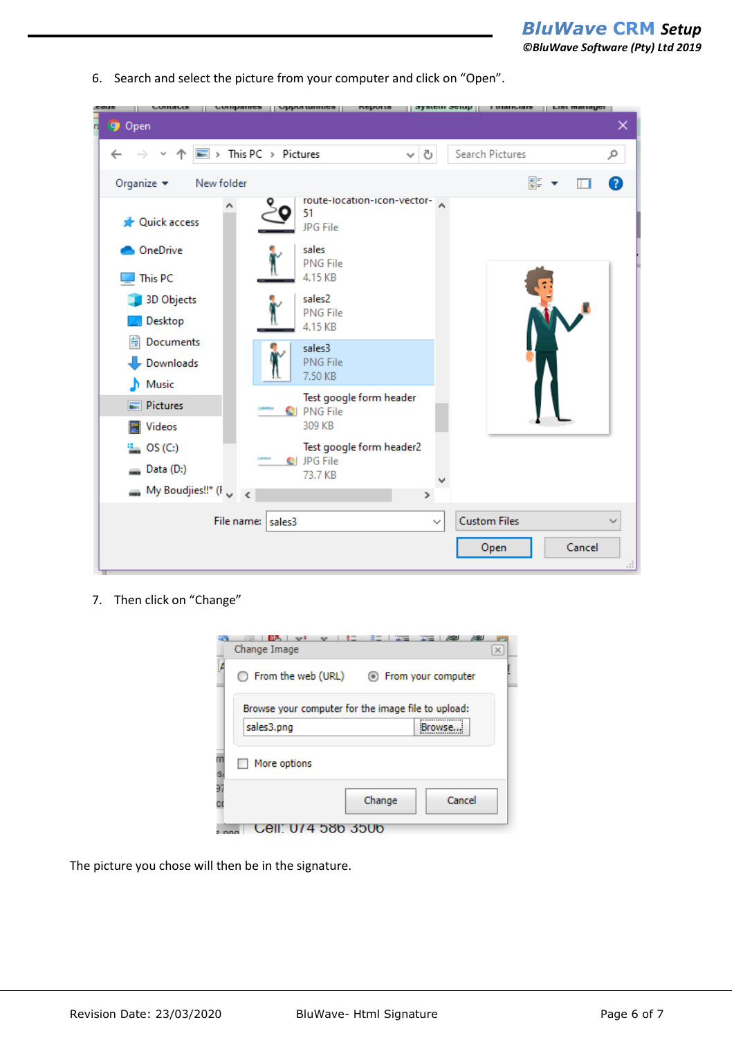6. Search and select the picture from your computer and click on "Open".

7. Then click on "Change"

The picture you chose will then be in the signature.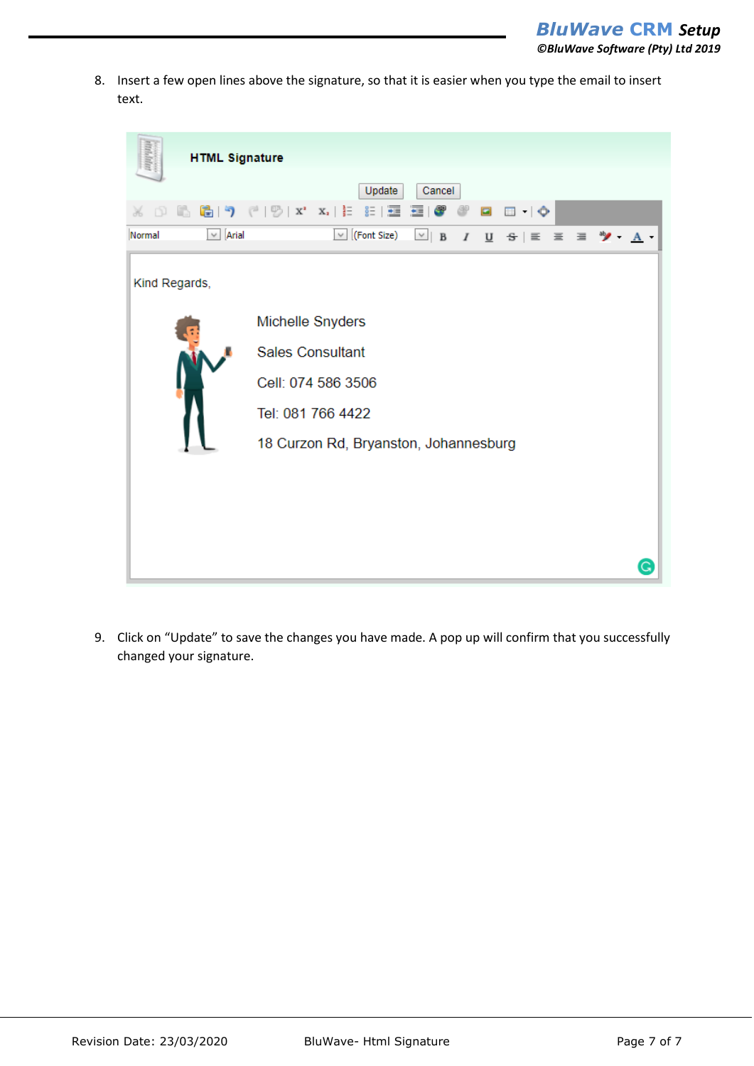8. Insert a few open lines above the signature, so that it is easier when you type the email to insert text.

9. Click on "Update" to save the changes you have made. A pop up will confirm that you successfully changed your signature.